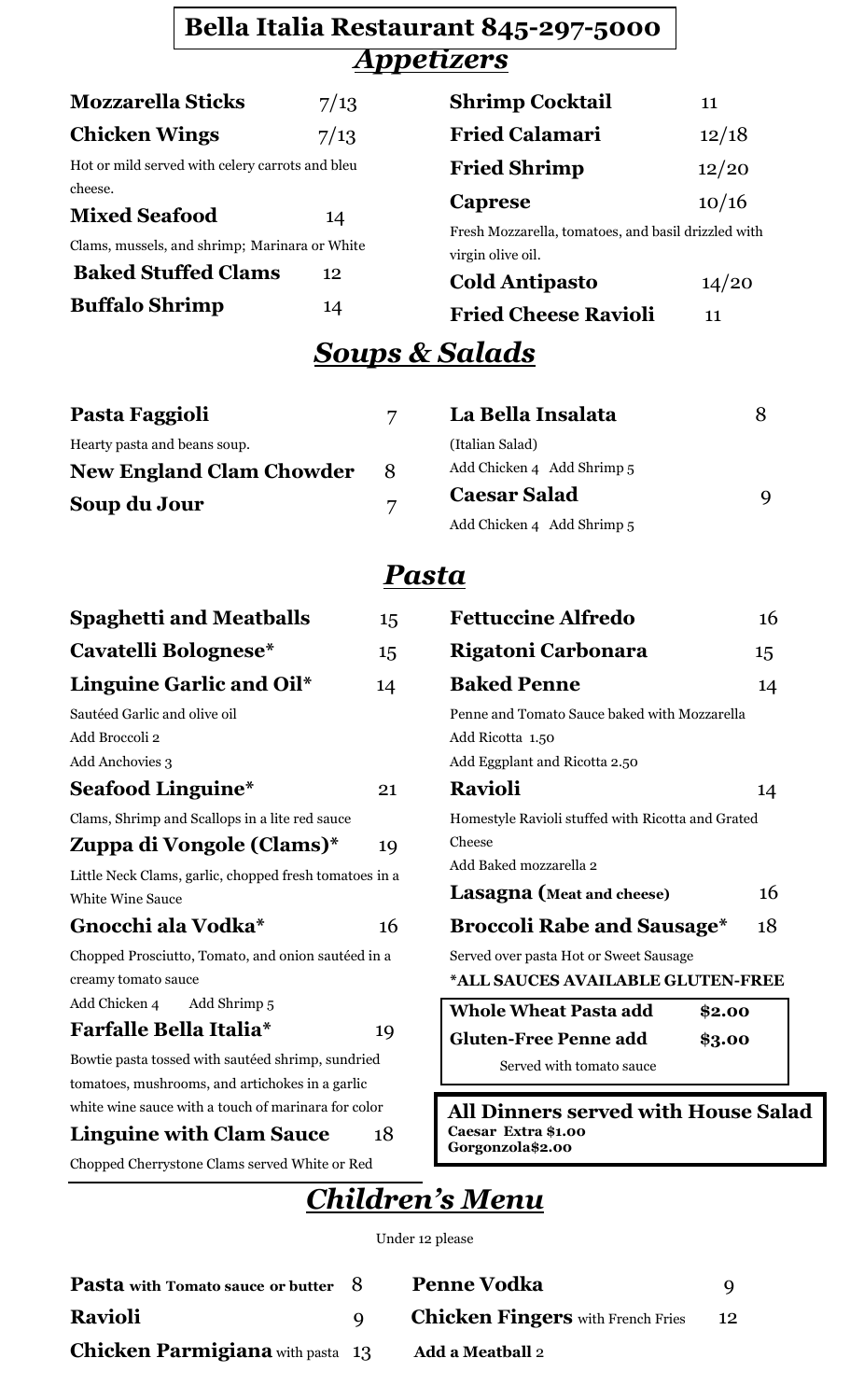# Bella Italia Restaurant 845-297-5000

## *Appetizers*

**Mozzarella Sticks** 7/13

**Chicken Wings** 7/13

Hot or mild served with celery carrots and bleu cheese.

**Mixed Seafood** 14

Clams, mussels, and shrimp; Marinara or White

**Baked Stuffed Clams** 12

**Buffalo Shrimp** 14

**Shrimp Cocktail** 11

**Fried Calamari** 12/18

**Fried Shrimp** 12/20

**Caprese** 10/16

Fresh Mozzarella, tomatoes, and basil drizzled with virgin olive oil.

**Cold Antipasto** 14/20

**Fried Cheese Ravioli** 11

## *Soups & Salads*

**Pasta Faggioli** 7

Hearty pasta and beans soup.

**New England Clam Chowder** 8

**Soup du Jour** 7

**La Bella Insalata** 8

(Italian Salad)

Add Chicken 4 Add Shrimp 5

**Caesar Salad** 9

Add Chicken 4 Add Shrimp 5

## *Pasta*

**Spaghetti and Meatballs** 15

**Cavatelli Bolognese*** 15

**Linguine Garlic and Oil*** 14

Sautéed Garlic and olive oil

Add Broccoli 2

Add Anchovies 3

**Seafood Linguine*** 21

Clams, Shrimp and Scallops in a lite red sauce

**Zuppa di Vongole (Clams)*** 19

Little Neck Clams, garlic, chopped fresh tomatoes in a White Wine Sauce

**Gnocchi ala Vodka*** 16

Chopped Prosciutto, Tomato, and onion sautéed in a creamy tomato sauce

Add Chicken 4 Add Shrimp 5

**Farfalle Bella Italia*** 19

Bowtie pasta tossed with sautéed shrimp, sundried tomatoes, mushrooms, and artichokes in a garlic white wine sauce with a touch of marinara for color

**Linguine with Clam Sauce** 18

Chopped Cherrystone Clams served White or Red

**Fettuccine Alfredo** 16

**Rigatoni Carbonara** 15

**Baked Penne** 14

Penne and Tomato Sauce baked with Mozzarella

Add Ricotta 1.50

Add Eggplant and Ricotta 2.50

**Ravioli** 14

Homestyle Ravioli stuffed with Ricotta and Grated Cheese

Add Baked mozzarella 2

**Lasagna (Meat and cheese)** 16

**Broccoli Rabe and Sausage*** 18

Served over pasta Hot or Sweet Sausage

***ALL SAUCES AVAILABLE GLUTEN-FREE**

**Whole Wheat Pasta add** **$2.00**

**Gluten-Free Penne add** **$3.00**

Served with tomato sauce

**All Dinners served with House Salad**

**Caesar Extra $1.00**

**Gorgonzola$2.00**

## *Children's Menu*

Under 12 please

**Pasta with Tomato sauce or butter** 8

**Ravioli** 9

**Chicken Parmigiana** with pasta 13

**Penne Vodka** 9

**Chicken Fingers** with French Fries 12

**Add a Meatball** 2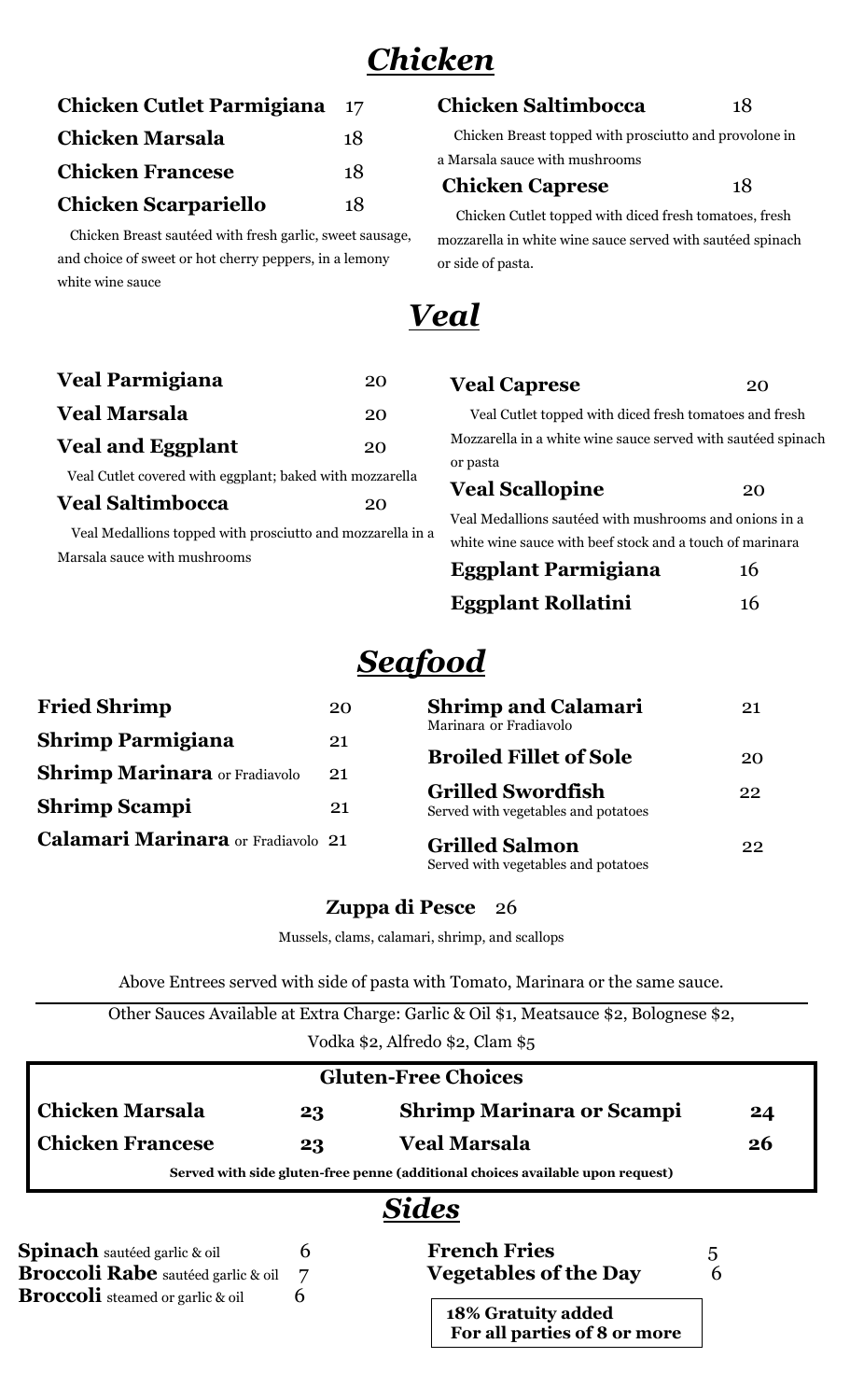# *Chicken*

**Chicken Cutlet Parmigiana** 17

**Chicken Marsala** 18

**Chicken Francese** 18

**Chicken Scarpariello** 18

Chicken Breast sautéed with fresh garlic, sweet sausage, and choice of sweet or hot cherry peppers, in a lemony white wine sauce

**Chicken Saltimbocca** 18

Chicken Breast topped with prosciutto and provolone in a Marsala sauce with mushrooms

**Chicken Caprese** 18

Chicken Cutlet topped with diced fresh tomatoes, fresh mozzarella in white wine sauce served with sautéed spinach or side of pasta.

# *Veal*

**Veal Parmigiana** 20

**Veal Marsala** 20

**Veal and Eggplant** 20

Veal Cutlet covered with eggplant; baked with mozzarella

**Veal Saltimbocca** 20

Veal Medallions topped with prosciutto and mozzarella in a Marsala sauce with mushrooms

**Veal Caprese** 20

Veal Cutlet topped with diced fresh tomatoes and fresh Mozzarella in a white wine sauce served with sautéed spinach or pasta

**Veal Scallopine** 20

Veal Medallions sautéed with mushrooms and onions in a white wine sauce with beef stock and a touch of marinara

**Eggplant Parmigiana** 16

**Eggplant Rollatini** 16

# *Seafood*

**Fried Shrimp** 20

**Shrimp Parmigiana** 21

**Shrimp Marinara** or Fradiavolo 21

**Shrimp Scampi** 21

**Calamari Marinara** or Fradiavolo 21

**Shrimp and Calamari** 21
Marinara or Fradiavolo

**Broiled Fillet of Sole** 20

**Grilled Swordfish** 22
Served with vegetables and potatoes

**Grilled Salmon** 22
Served with vegetables and potatoes

**Zuppa di Pesce** 26

Mussels, clams, calamari, shrimp, and scallops

Above Entrees served with side of pasta with Tomato, Marinara or the same sauce.

Other Sauces Available at Extra Charge: Garlic & Oil $1, Meatsauce $2, Bolognese $2, Vodka $2, Alfredo $2, Clam $5

## Gluten-Free Choices

| | | | |
|---|---|---|---|
| **Chicken Marsala** | **23** | **Shrimp Marinara or Scampi** | **24** |
| **Chicken Francese** | **23** | **Veal Marsala** | **26** |

**Served with side gluten-free penne (additional choices available upon request)**

# *Sides*

**Spinach** sautéed garlic & oil 6

**Broccoli Rabe** sautéed garlic & oil 7

**Broccoli** steamed or garlic & oil 6

**French Fries** 5

**Vegetables of the Day** 6

**18% Gratuity added
For all parties of 8 or more**